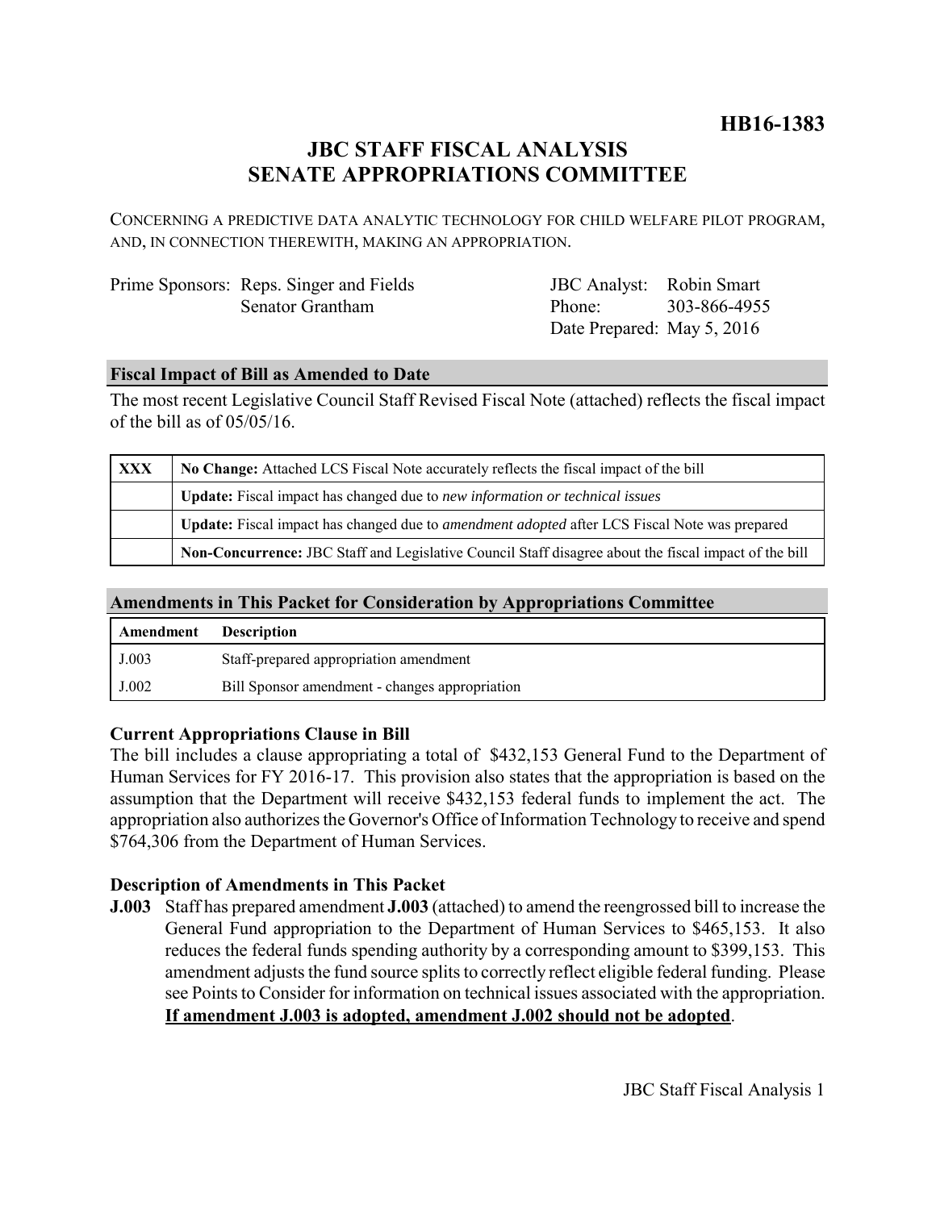**HB16-1383**

# JBC STAFF FISCAL ANALYSIS
# SENATE APPROPRIATIONS COMMITTEE

CONCERNING A PREDICTIVE DATA ANALYTIC TECHNOLOGY FOR CHILD WELFARE PILOT PROGRAM, AND, IN CONNECTION THEREWITH, MAKING AN APPROPRIATION.

| | | | |
|---|---|---|---|
| Prime Sponsors: | Reps. Singer and Fields<br>Senator Grantham | JBC Analyst:<br>Phone:<br>Date Prepared: | Robin Smart<br>303-866-4955<br>May 5, 2016 |

## Fiscal Impact of Bill as Amended to Date

The most recent Legislative Council Staff Revised Fiscal Note (attached) reflects the fiscal impact of the bill as of 05/05/16.

| | |
|---|---|
| **XXX** | **No Change:** Attached LCS Fiscal Note accurately reflects the fiscal impact of the bill |
| | **Update:** Fiscal impact has changed due to *new information or technical issues* |
| | **Update:** Fiscal impact has changed due to *amendment adopted* after LCS Fiscal Note was prepared |
| | **Non-Concurrence:** JBC Staff and Legislative Council Staff disagree about the fiscal impact of the bill |

## Amendments in This Packet for Consideration by Appropriations Committee

| Amendment | Description |
|---|---|
| J.003 | Staff-prepared appropriation amendment |
| J.002 | Bill Sponsor amendment - changes appropriation |

### Current Appropriations Clause in Bill

The bill includes a clause appropriating a total of $432,153 General Fund to the Department of Human Services for FY 2016-17. This provision also states that the appropriation is based on the assumption that the Department will receive $432,153 federal funds to implement the act. The appropriation also authorizes the Governor's Office of Information Technology to receive and spend $764,306 from the Department of Human Services.

### Description of Amendments in This Packet

**J.003** Staff has prepared amendment **J.003** (attached) to amend the reengrossed bill to increase the General Fund appropriation to the Department of Human Services to $465,153. It also reduces the federal funds spending authority by a corresponding amount to $399,153. This amendment adjusts the fund source splits to correctly reflect eligible federal funding. Please see Points to Consider for information on technical issues associated with the appropriation. **If amendment J.003 is adopted, amendment J.002 should not be adopted**.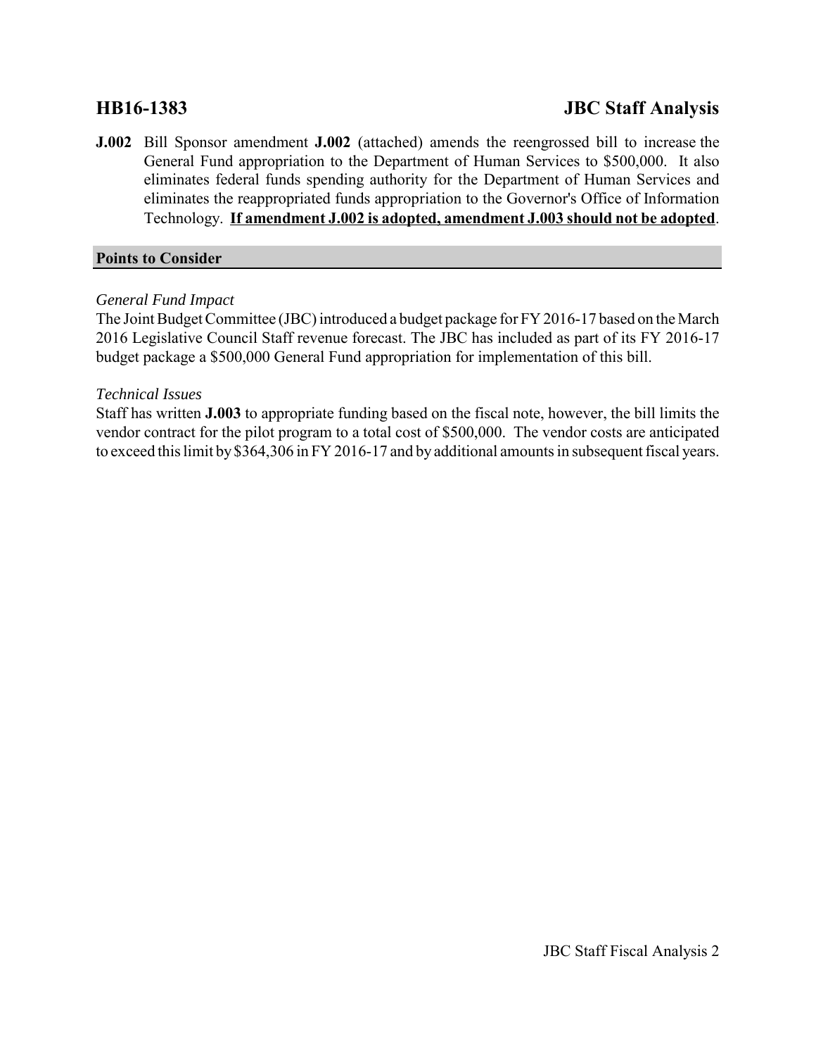## HB16-1383 JBC Staff Analysis

**J.002** Bill Sponsor amendment **J.002** (attached) amends the reengrossed bill to increase the General Fund appropriation to the Department of Human Services to $500,000. It also eliminates federal funds spending authority for the Department of Human Services and eliminates the reappropriated funds appropriation to the Governor's Office of Information Technology. **If amendment J.002 is adopted, amendment J.003 should not be adopted**.

### Points to Consider

*General Fund Impact*

The Joint Budget Committee (JBC) introduced a budget package for FY 2016-17 based on the March 2016 Legislative Council Staff revenue forecast. The JBC has included as part of its FY 2016-17 budget package a $500,000 General Fund appropriation for implementation of this bill.

*Technical Issues*

Staff has written **J.003** to appropriate funding based on the fiscal note, however, the bill limits the vendor contract for the pilot program to a total cost of $500,000. The vendor costs are anticipated to exceed this limit by $364,306 in FY 2016-17 and by additional amounts in subsequent fiscal years.